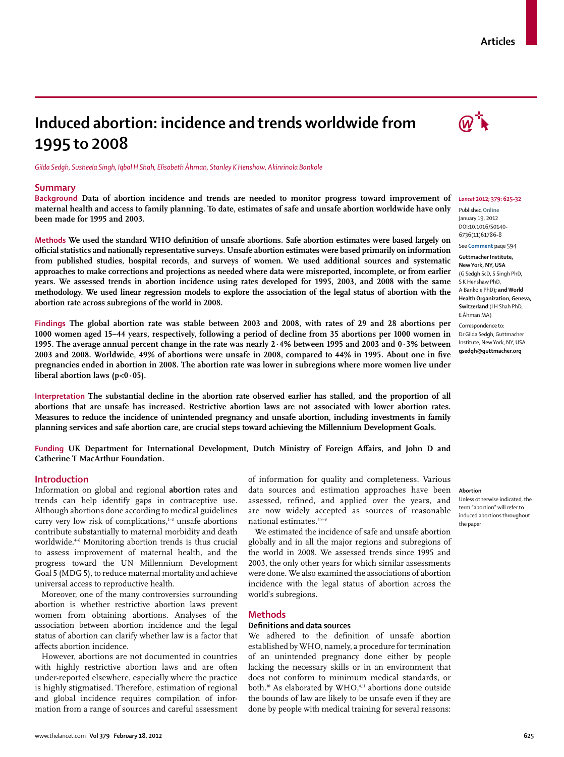# Induced abortion: incidence and trends worldwide from 1995 to 2008

*Gilda Sedgh, Susheela Singh, Iqbal H Shah, Elisabeth Åhman, Stanley K Henshaw, Akinrinola Bankole*

## Summary

**Background** Data of abortion incidence and trends are needed to monitor progress toward improvement of maternal health and access to family planning. To date, estimates of safe and unsafe abortion worldwide have only been made for 1995 and 2003.

**Methods** We used the standard WHO definition of unsafe abortions. Safe abortion estimates were based largely on official statistics and nationally representative surveys. Unsafe abortion estimates were based primarily on information from published studies, hospital records, and surveys of women. We used additional sources and systematic approaches to make corrections and projections as needed where data were misreported, incomplete, or from earlier years. We assessed trends in abortion incidence using rates developed for 1995, 2003, and 2008 with the same methodology. We used linear regression models to explore the association of the legal status of abortion with the abortion rate across subregions of the world in 2008.

**Findings** The global abortion rate was stable between 2003 and 2008, with rates of 29 and 28 abortions per 1000 women aged 15–44 years, respectively, following a period of decline from 35 abortions per 1000 women in 1995. The average annual percent change in the rate was nearly 2·4% between 1995 and 2003 and 0·3% between 2003 and 2008. Worldwide, 49% of abortions were unsafe in 2008, compared to 44% in 1995. About one in five pregnancies ended in abortion in 2008. The abortion rate was lower in subregions where more women live under liberal abortion laws ($p<0·05$).

**Interpretation** The substantial decline in the abortion rate observed earlier has stalled, and the proportion of all abortions that are unsafe has increased. Restrictive abortion laws are not associated with lower abortion rates. Measures to reduce the incidence of unintended pregnancy and unsafe abortion, including investments in family planning services and safe abortion care, are crucial steps toward achieving the Millennium Development Goals.

**Funding** UK Department for International Development, Dutch Ministry of Foreign Affairs, and John D and Catherine T MacArthur Foundation.

*Lancet* 2012; 379: 625–32

Published Online January 19, 2012 DOI:10.1016/S0140-6736(11)61786-8

See **Comment** page 594

**Guttmacher Institute, New York, NY, USA** (G Sedgh ScD, S Singh PhD, S K Henshaw PhD, A Bankole PhD)**; and World Health Organization, Geneva, Switzerland** (I H Shah PhD, E Åhman MA)

Correspondence to: Dr Gilda Sedgh, Guttmacher Institute, New York, NY, USA **gsedgh@guttmacher.org**

## Introduction

Information on global and regional **abortion** rates and trends can help identify gaps in contraceptive use. Although abortions done according to medical guidelines carry very low risk of complications,[1–3] unsafe abortions contribute substantially to maternal morbidity and death worldwide.[4–6] Monitoring abortion trends is thus crucial to assess improvement of maternal health, and the progress toward the UN Millennium Development Goal 5 (MDG 5), to reduce maternal mortality and achieve universal access to reproductive health.

Moreover, one of the many controversies surrounding abortion is whether restrictive abortion laws prevent women from obtaining abortions. Analyses of the association between abortion incidence and the legal status of abortion can clarify whether law is a factor that affects abortion incidence.

However, abortions are not documented in countries with highly restrictive abortion laws and are often under-reported elsewhere, especially where the practice is highly stigmatised. Therefore, estimation of regional and global incidence requires compilation of information from a range of sources and careful assessment of information for quality and completeness. Various data sources and estimation approaches have been assessed, refined, and applied over the years, and are now widely accepted as sources of reasonable national estimates.[4,7–9]

**Abortion**

Unless otherwise indicated, the term "abortion" will refer to induced abortions throughout the paper

We estimated the incidence of safe and unsafe abortion globally and in all the major regions and subregions of the world in 2008. We assessed trends since 1995 and 2003, the only other years for which similar assessments were done. We also examined the associations of abortion incidence with the legal status of abortion across the world's subregions.

## Methods

### Definitions and data sources

We adhered to the definition of unsafe abortion established by WHO, namely, a procedure for termination of an unintended pregnancy done either by people lacking the necessary skills or in an environment that does not conform to minimum medical standards, or both.[10] As elaborated by WHO,[4,11] abortions done outside the bounds of law are likely to be unsafe even if they are done by people with medical training for several reasons: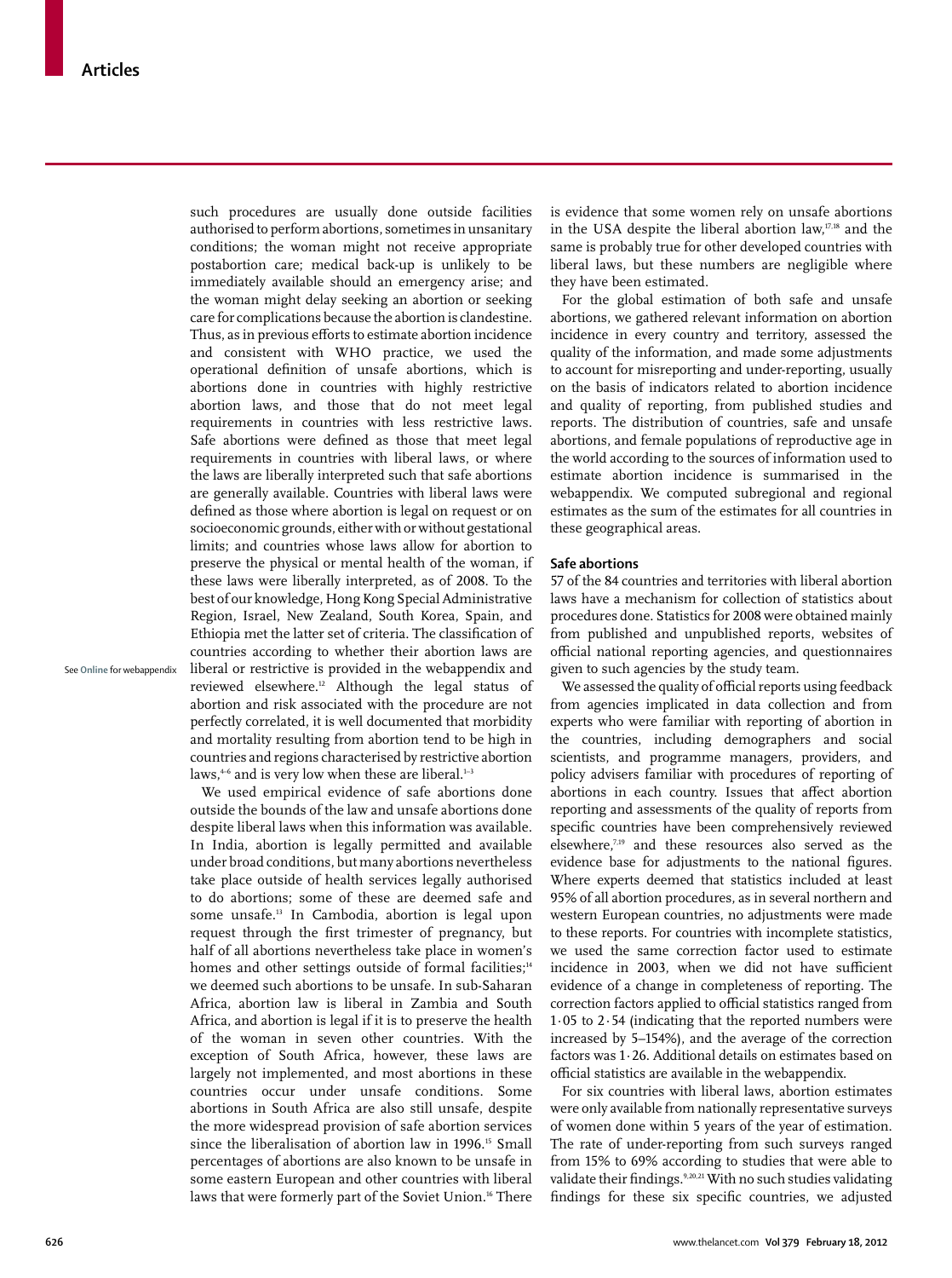such procedures are usually done outside facilities authorised to perform abortions, sometimes in unsanitary conditions; the woman might not receive appropriate postabortion care; medical back-up is unlikely to be immediately available should an emergency arise; and the woman might delay seeking an abortion or seeking care for complications because the abortion is clandestine. Thus, as in previous efforts to estimate abortion incidence and consistent with WHO practice, we used the operational definition of unsafe abortions, which is abortions done in countries with highly restrictive abortion laws, and those that do not meet legal requirements in countries with less restrictive laws. Safe abortions were defined as those that meet legal requirements in countries with liberal laws, or where the laws are liberally interpreted such that safe abortions are generally available. Countries with liberal laws were defined as those where abortion is legal on request or on socioeconomic grounds, either with or without gestational limits; and countries whose laws allow for abortion to preserve the physical or mental health of the woman, if these laws were liberally interpreted, as of 2008. To the best of our knowledge, Hong Kong Special Administrative Region, Israel, New Zealand, South Korea, Spain, and Ethiopia met the latter set of criteria. The classification of countries according to whether their abortion laws are liberal or restrictive is provided in the webappendix and reviewed elsewhere.[12] Although the legal status of abortion and risk associated with the procedure are not perfectly correlated, it is well documented that morbidity and mortality resulting from abortion tend to be high in countries and regions characterised by restrictive abortion laws,[4–6] and is very low when these are liberal.[1–3]

See Online for webappendix

We used empirical evidence of safe abortions done outside the bounds of the law and unsafe abortions done despite liberal laws when this information was available. In India, abortion is legally permitted and available under broad conditions, but many abortions nevertheless take place outside of health services legally authorised to do abortions; some of these are deemed safe and some unsafe.[13] In Cambodia, abortion is legal upon request through the first trimester of pregnancy, but half of all abortions nevertheless take place in women's homes and other settings outside of formal facilities;[14] we deemed such abortions to be unsafe. In sub-Saharan Africa, abortion law is liberal in Zambia and South Africa, and abortion is legal if it is to preserve the health of the woman in seven other countries. With the exception of South Africa, however, these laws are largely not implemented, and most abortions in these countries occur under unsafe conditions. Some abortions in South Africa are also still unsafe, despite the more widespread provision of safe abortion services since the liberalisation of abortion law in 1996.[15] Small percentages of abortions are also known to be unsafe in some eastern European and other countries with liberal laws that were formerly part of the Soviet Union.[16] There is evidence that some women rely on unsafe abortions in the USA despite the liberal abortion law,[17,18] and the same is probably true for other developed countries with liberal laws, but these numbers are negligible where they have been estimated.

For the global estimation of both safe and unsafe abortions, we gathered relevant information on abortion incidence in every country and territory, assessed the quality of the information, and made some adjustments to account for misreporting and under-reporting, usually on the basis of indicators related to abortion incidence and quality of reporting, from published studies and reports. The distribution of countries, safe and unsafe abortions, and female populations of reproductive age in the world according to the sources of information used to estimate abortion incidence is summarised in the webappendix. We computed subregional and regional estimates as the sum of the estimates for all countries in these geographical areas.

### Safe abortions

57 of the 84 countries and territories with liberal abortion laws have a mechanism for collection of statistics about procedures done. Statistics for 2008 were obtained mainly from published and unpublished reports, websites of official national reporting agencies, and questionnaires given to such agencies by the study team.

We assessed the quality of official reports using feedback from agencies implicated in data collection and from experts who were familiar with reporting of abortion in the countries, including demographers and social scientists, and programme managers, providers, and policy advisers familiar with procedures of reporting of abortions in each country. Issues that affect abortion reporting and assessments of the quality of reports from specific countries have been comprehensively reviewed elsewhere,[7,19] and these resources also served as the evidence base for adjustments to the national figures. Where experts deemed that statistics included at least 95% of all abortion procedures, as in several northern and western European countries, no adjustments were made to these reports. For countries with incomplete statistics, we used the same correction factor used to estimate incidence in 2003, when we did not have sufficient evidence of a change in completeness of reporting. The correction factors applied to official statistics ranged from 1·05 to 2·54 (indicating that the reported numbers were increased by 5–154%), and the average of the correction factors was 1·26. Additional details on estimates based on official statistics are available in the webappendix.

For six countries with liberal laws, abortion estimates were only available from nationally representative surveys of women done within 5 years of the year of estimation. The rate of under-reporting from such surveys ranged from 15% to 69% according to studies that were able to validate their findings.[9,20,21] With no such studies validating findings for these six specific countries, we adjusted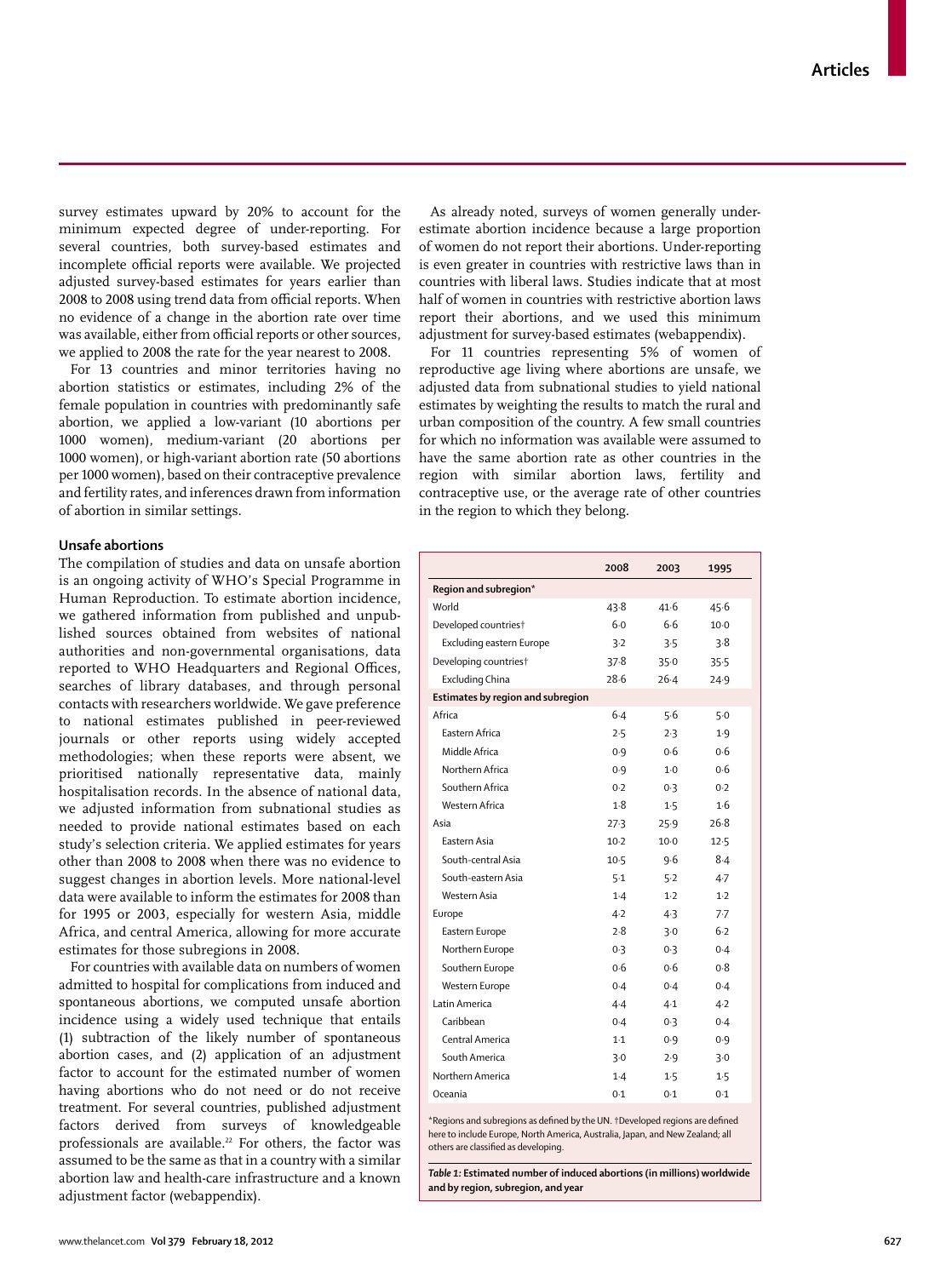survey estimates upward by 20% to account for the minimum expected degree of under-reporting. For several countries, both survey-based estimates and incomplete official reports were available. We projected adjusted survey-based estimates for years earlier than 2008 to 2008 using trend data from official reports. When no evidence of a change in the abortion rate over time was available, either from official reports or other sources, we applied to 2008 the rate for the year nearest to 2008.

For 13 countries and minor territories having no abortion statistics or estimates, including 2% of the female population in countries with predominantly safe abortion, we applied a low-variant (10 abortions per 1000 women), medium-variant (20 abortions per 1000 women), or high-variant abortion rate (50 abortions per 1000 women), based on their contraceptive prevalence and fertility rates, and inferences drawn from information of abortion in similar settings.

### Unsafe abortions

The compilation of studies and data on unsafe abortion is an ongoing activity of WHO's Special Programme in Human Reproduction. To estimate abortion incidence, we gathered information from published and unpublished sources obtained from websites of national authorities and non-governmental organisations, data reported to WHO Headquarters and Regional Offices, searches of library databases, and through personal contacts with researchers worldwide. We gave preference to national estimates published in peer-reviewed journals or other reports using widely accepted methodologies; when these reports were absent, we prioritised nationally representative data, mainly hospitalisation records. In the absence of national data, we adjusted information from subnational studies as needed to provide national estimates based on each study's selection criteria. We applied estimates for years other than 2008 to 2008 when there was no evidence to suggest changes in abortion levels. More national-level data were available to inform the estimates for 2008 than for 1995 or 2003, especially for western Asia, middle Africa, and central America, allowing for more accurate estimates for those subregions in 2008.

For countries with available data on numbers of women admitted to hospital for complications from induced and spontaneous abortions, we computed unsafe abortion incidence using a widely used technique that entails (1) subtraction of the likely number of spontaneous abortion cases, and (2) application of an adjustment factor to account for the estimated number of women having abortions who do not need or do not receive treatment. For several countries, published adjustment factors derived from surveys of knowledgeable professionals are available.[22] For others, the factor was assumed to be the same as that in a country with a similar abortion law and health-care infrastructure and a known adjustment factor (webappendix).

As already noted, surveys of women generally underestimate abortion incidence because a large proportion of women do not report their abortions. Under-reporting is even greater in countries with restrictive laws than in countries with liberal laws. Studies indicate that at most half of women in countries with restrictive abortion laws report their abortions, and we used this minimum adjustment for survey-based estimates (webappendix).

For 11 countries representing 5% of women of reproductive age living where abortions are unsafe, we adjusted data from subnational studies to yield national estimates by weighting the results to match the rural and urban composition of the country. A few small countries for which no information was available were assumed to have the same abortion rate as other countries in the region with similar abortion laws, fertility and contraceptive use, or the average rate of other countries in the region to which they belong.

| | 2008 | 2003 | 1995 |
|---|---|---|---|
| **Region and subregion*** | | | |
| World | 43·8 | 41·6 | 45·6 |
| Developed countries† | 6·0 | 6·6 | 10·0 |
| Excluding eastern Europe | 3·2 | 3·5 | 3·8 |
| Developing countries† | 37·8 | 35·0 | 35·5 |
| Excluding China | 28·6 | 26·4 | 24·9 |
| **Estimates by region and subregion** | | | |
| Africa | 6·4 | 5·6 | 5·0 |
| Eastern Africa | 2·5 | 2·3 | 1·9 |
| Middle Africa | 0·9 | 0·6 | 0·6 |
| Northern Africa | 0·9 | 1·0 | 0·6 |
| Southern Africa | 0·2 | 0·3 | 0·2 |
| Western Africa | 1·8 | 1·5 | 1·6 |
| Asia | 27·3 | 25·9 | 26·8 |
| Eastern Asia | 10·2 | 10·0 | 12·5 |
| South-central Asia | 10·5 | 9·6 | 8·4 |
| South-eastern Asia | 5·1 | 5·2 | 4·7 |
| Western Asia | 1·4 | 1·2 | 1·2 |
| Europe | 4·2 | 4·3 | 7·7 |
| Eastern Europe | 2·8 | 3·0 | 6·2 |
| Northern Europe | 0·3 | 0·3 | 0·4 |
| Southern Europe | 0·6 | 0·6 | 0·8 |
| Western Europe | 0·4 | 0·4 | 0·4 |
| Latin America | 4·4 | 4·1 | 4·2 |
| Caribbean | 0·4 | 0·3 | 0·4 |
| Central America | 1·1 | 0·9 | 0·9 |
| South America | 3·0 | 2·9 | 3·0 |
| Northern America | 1·4 | 1·5 | 1·5 |
| Oceania | 0·1 | 0·1 | 0·1 |

*Regions and subregions as defined by the UN. †Developed regions are defined here to include Europe, North America, Australia, Japan, and New Zealand; all others are classified as developing.

***Table 1:*** **Estimated number of induced abortions (in millions) worldwide and by region, subregion, and year**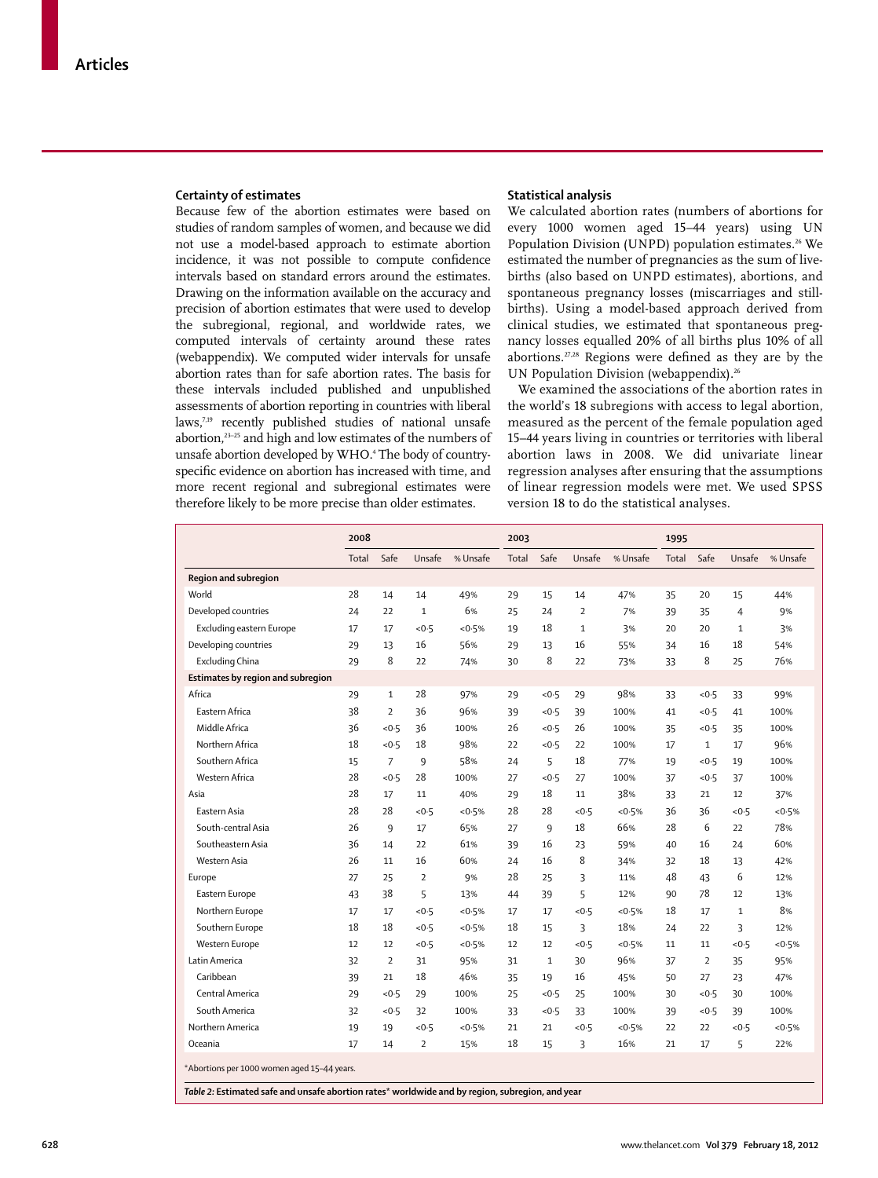### Certainty of estimates

Because few of the abortion estimates were based on studies of random samples of women, and because we did not use a model-based approach to estimate abortion incidence, it was not possible to compute confidence intervals based on standard errors around the estimates. Drawing on the information available on the accuracy and precision of abortion estimates that were used to develop the subregional, regional, and worldwide rates, we computed intervals of certainty around these rates (webappendix). We computed wider intervals for unsafe abortion rates than for safe abortion rates. The basis for these intervals included published and unpublished assessments of abortion reporting in countries with liberal laws,[7,19] recently published studies of national unsafe abortion,[23–25] and high and low estimates of the numbers of unsafe abortion developed by WHO.[4] The body of country-specific evidence on abortion has increased with time, and more recent regional and subregional estimates were therefore likely to be more precise than older estimates.

### Statistical analysis

We calculated abortion rates (numbers of abortions for every 1000 women aged 15–44 years) using UN Population Division (UNPD) population estimates.[26] We estimated the number of pregnancies as the sum of live-births (also based on UNPD estimates), abortions, and spontaneous pregnancy losses (miscarriages and still-births). Using a model-based approach derived from clinical studies, we estimated that spontaneous pregnancy losses equalled 20% of all births plus 10% of all abortions.[27,28] Regions were defined as they are by the UN Population Division (webappendix).[26]

We examined the associations of the abortion rates in the world's 18 subregions with access to legal abortion, measured as the percent of the female population aged 15–44 years living in countries or territories with liberal abortion laws in 2008. We did univariate linear regression analyses after ensuring that the assumptions of linear regression models were met. We used SPSS version 18 to do the statistical analyses.

| | 2008 | | | | 2003 | | | | 1995 | | | |
|---|---|---|---|---|---|---|---|---|---|---|---|---|
| | Total | Safe | Unsafe | % Unsafe | Total | Safe | Unsafe | % Unsafe | Total | Safe | Unsafe | % Unsafe |
| **Region and subregion** | | | | | | | | | | | | |
| World | 28 | 14 | 14 | 49% | 29 | 15 | 14 | 47% | 35 | 20 | 15 | 44% |
| Developed countries | 24 | 22 | 1 | 6% | 25 | 24 | 2 | 7% | 39 | 35 | 4 | 9% |
| Excluding eastern Europe | 17 | 17 | <0·5 | <0·5% | 19 | 18 | 1 | 3% | 20 | 20 | 1 | 3% |
| Developing countries | 29 | 13 | 16 | 56% | 29 | 13 | 16 | 55% | 34 | 16 | 18 | 54% |
| Excluding China | 29 | 8 | 22 | 74% | 30 | 8 | 22 | 73% | 33 | 8 | 25 | 76% |
| **Estimates by region and subregion** | | | | | | | | | | | | |
| Africa | 29 | 1 | 28 | 97% | 29 | <0·5 | 29 | 98% | 33 | <0·5 | 33 | 99% |
| Eastern Africa | 38 | 2 | 36 | 96% | 39 | <0·5 | 39 | 100% | 41 | <0·5 | 41 | 100% |
| Middle Africa | 36 | <0·5 | 36 | 100% | 26 | <0·5 | 26 | 100% | 35 | <0·5 | 35 | 100% |
| Northern Africa | 18 | <0·5 | 18 | 98% | 22 | <0·5 | 22 | 100% | 17 | 1 | 17 | 96% |
| Southern Africa | 15 | 7 | 9 | 58% | 24 | 5 | 18 | 77% | 19 | <0·5 | 19 | 100% |
| Western Africa | 28 | <0·5 | 28 | 100% | 27 | <0·5 | 27 | 100% | 37 | <0·5 | 37 | 100% |
| Asia | 28 | 17 | 11 | 40% | 29 | 18 | 11 | 38% | 33 | 21 | 12 | 37% |
| Eastern Asia | 28 | 28 | <0·5 | <0·5% | 28 | 28 | <0·5 | <0·5% | 36 | 36 | <0·5 | <0·5% |
| South-central Asia | 26 | 9 | 17 | 65% | 27 | 9 | 18 | 66% | 28 | 6 | 22 | 78% |
| Southeastern Asia | 36 | 14 | 22 | 61% | 39 | 16 | 23 | 59% | 40 | 16 | 24 | 60% |
| Western Asia | 26 | 11 | 16 | 60% | 24 | 16 | 8 | 34% | 32 | 18 | 13 | 42% |
| Europe | 27 | 25 | 2 | 9% | 28 | 25 | 3 | 11% | 48 | 43 | 6 | 12% |
| Eastern Europe | 43 | 38 | 5 | 13% | 44 | 39 | 5 | 12% | 90 | 78 | 12 | 13% |
| Northern Europe | 17 | 17 | <0·5 | <0·5% | 17 | 17 | <0·5 | <0·5% | 18 | 17 | 1 | 8% |
| Southern Europe | 18 | 18 | <0·5 | <0·5% | 18 | 15 | 3 | 18% | 24 | 22 | 3 | 12% |
| Western Europe | 12 | 12 | <0·5 | <0·5% | 12 | 12 | <0·5 | <0·5% | 11 | 11 | <0·5 | <0·5% |
| Latin America | 32 | 2 | 31 | 95% | 31 | 1 | 30 | 96% | 37 | 2 | 35 | 95% |
| Caribbean | 39 | 21 | 18 | 46% | 35 | 19 | 16 | 45% | 50 | 27 | 23 | 47% |
| Central America | 29 | <0·5 | 29 | 100% | 25 | <0·5 | 25 | 100% | 30 | <0·5 | 30 | 100% |
| South America | 32 | <0·5 | 32 | 100% | 33 | <0·5 | 33 | 100% | 39 | <0·5 | 39 | 100% |
| Northern America | 19 | 19 | <0·5 | <0·5% | 21 | 21 | <0·5 | <0·5% | 22 | 22 | <0·5 | <0·5% |
| Oceania | 17 | 14 | 2 | 15% | 18 | 15 | 3 | 16% | 21 | 17 | 5 | 22% |

*Abortions per 1000 women aged 15–44 years.

**Table 2: Estimated safe and unsafe abortion rates* worldwide and by region, subregion, and year**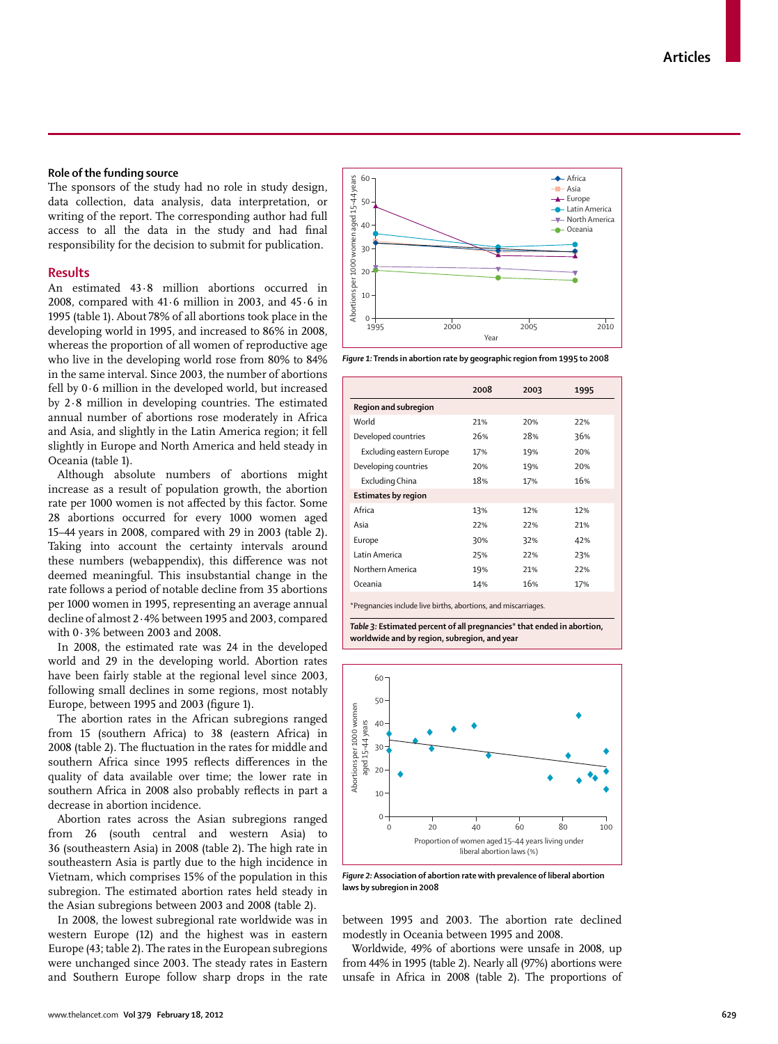### Role of the funding source

The sponsors of the study had no role in study design, data collection, data analysis, data interpretation, or writing of the report. The corresponding author had full access to all the data in the study and had final responsibility for the decision to submit for publication.

## Results

An estimated 43·8 million abortions occurred in 2008, compared with 41·6 million in 2003, and 45·6 in 1995 (table 1). About 78% of all abortions took place in the developing world in 1995, and increased to 86% in 2008, whereas the proportion of all women of reproductive age who live in the developing world rose from 80% to 84% in the same interval. Since 2003, the number of abortions fell by 0·6 million in the developed world, but increased by 2·8 million in developing countries. The estimated annual number of abortions rose moderately in Africa and Asia, and slightly in the Latin America region; it fell slightly in Europe and North America and held steady in Oceania (table 1).

Although absolute numbers of abortions might increase as a result of population growth, the abortion rate per 1000 women is not affected by this factor. Some 28 abortions occurred for every 1000 women aged 15–44 years in 2008, compared with 29 in 2003 (table 2). Taking into account the certainty intervals around these numbers (webappendix), this difference was not deemed meaningful. This insubstantial change in the rate follows a period of notable decline from 35 abortions per 1000 women in 1995, representing an average annual decline of almost 2·4% between 1995 and 2003, compared with 0·3% between 2003 and 2008.

In 2008, the estimated rate was 24 in the developed world and 29 in the developing world. Abortion rates have been fairly stable at the regional level since 2003, following small declines in some regions, most notably Europe, between 1995 and 2003 (figure 1).

The abortion rates in the African subregions ranged from 15 (southern Africa) to 38 (eastern Africa) in 2008 (table 2). The fluctuation in the rates for middle and southern Africa since 1995 reflects differences in the quality of data available over time; the lower rate in southern Africa in 2008 also probably reflects in part a decrease in abortion incidence.

Abortion rates across the Asian subregions ranged from 26 (south central and western Asia) to 36 (southeastern Asia) in 2008 (table 2). The high rate in southeastern Asia is partly due to the high incidence in Vietnam, which comprises 15% of the population in this subregion. The estimated abortion rates held steady in the Asian subregions between 2003 and 2008 (table 2).

In 2008, the lowest subregional rate worldwide was in western Europe (12) and the highest was in eastern Europe (43; table 2). The rates in the European subregions were unchanged since 2003. The steady rates in Eastern and Southern Europe follow sharp drops in the rate between 1995 and 2003. The abortion rate declined modestly in Oceania between 1995 and 2008.

Worldwide, 49% of abortions were unsafe in 2008, up from 44% in 1995 (table 2). Nearly all (97%) abortions were unsafe in Africa in 2008 (table 2). The proportions of

*Figure 1:* Trends in abortion rate by geographic region from 1995 to 2008

| | 2008 | 2003 | 1995 |
|---|---|---|---|
| **Region and subregion** | | | |
| World | 21% | 20% | 22% |
| Developed countries | 26% | 28% | 36% |
| Excluding eastern Europe | 17% | 19% | 20% |
| Developing countries | 20% | 19% | 20% |
| Excluding China | 18% | 17% | 16% |
| **Estimates by region** | | | |
| Africa | 13% | 12% | 12% |
| Asia | 22% | 22% | 21% |
| Europe | 30% | 32% | 42% |
| Latin America | 25% | 22% | 23% |
| Northern America | 19% | 21% | 22% |
| Oceania | 14% | 16% | 17% |

*Pregnancies include live births, abortions, and miscarriages.

*Table 3:* Estimated percent of all pregnancies* that ended in abortion, worldwide and by region, subregion, and year

*Figure 2:* Association of abortion rate with prevalence of liberal abortion laws by subregion in 2008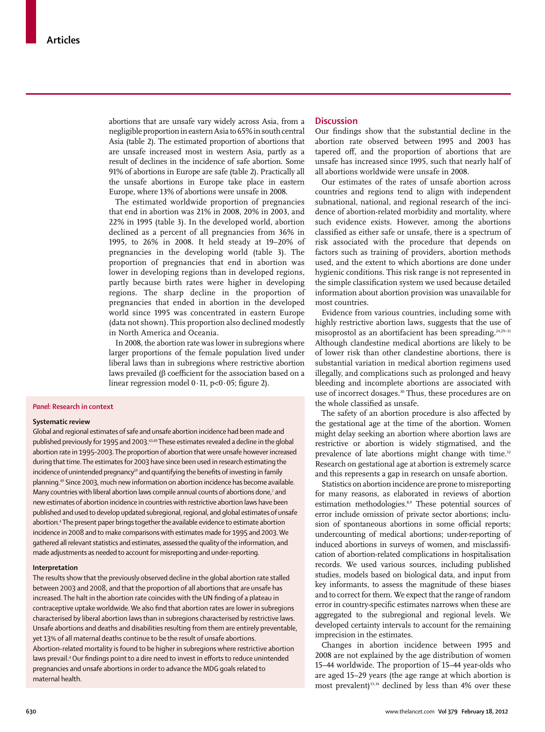abortions that are unsafe vary widely across Asia, from a negligible proportion in eastern Asia to 65% in south central Asia (table 2). The estimated proportion of abortions that are unsafe increased most in western Asia, partly as a result of declines in the incidence of safe abortion. Some 91% of abortions in Europe are safe (table 2). Practically all the unsafe abortions in Europe take place in eastern Europe, where 13% of abortions were unsafe in 2008.

The estimated worldwide proportion of pregnancies that end in abortion was 21% in 2008, 20% in 2003, and 22% in 1995 (table 3). In the developed world, abortion declined as a percent of all pregnancies from 36% in 1995, to 26% in 2008. It held steady at 19–20% of pregnancies in the developing world (table 3). The proportion of pregnancies that end in abortion was lower in developing regions than in developed regions, partly because birth rates were higher in developing regions. The sharp decline in the proportion of pregnancies that ended in abortion in the developed world since 1995 was concentrated in eastern Europe (data not shown). This proportion also declined modestly in North America and Oceania.

In 2008, the abortion rate was lower in subregions where larger proportions of the female population lived under liberal laws than in subregions where restrictive abortion laws prevailed (β coefficient for the association based on a linear regression model 0·11, $p<0·05$; figure 2).

## Discussion

Our findings show that the substantial decline in the abortion rate observed between 1995 and 2003 has tapered off, and the proportion of abortions that are unsafe has increased since 1995, such that nearly half of all abortions worldwide were unsafe in 2008.

Our estimates of the rates of unsafe abortion across countries and regions tend to align with independent subnational, national, and regional research of the incidence of abortion-related morbidity and mortality, where such evidence exists. However, among the abortions classified as either safe or unsafe, there is a spectrum of risk associated with the procedure that depends on factors such as training of providers, abortion methods used, and the extent to which abortions are done under hygienic conditions. This risk range is not represented in the simple classification system we used because detailed information about abortion provision was unavailable for most countries.

Evidence from various countries, including some with highly restrictive abortion laws, suggests that the use of misoprostol as an abortifacient has been spreading.[24,29–31] Although clandestine medical abortions are likely to be of lower risk than other clandestine abortions, there is substantial variation in medical abortion regimens used illegally, and complications such as prolonged and heavy bleeding and incomplete abortions are associated with use of incorrect dosages.[30] Thus, these procedures are on the whole classified as unsafe.

The safety of an abortion procedure is also affected by the gestational age at the time of the abortion. Women might delay seeking an abortion where abortion laws are restrictive or abortion is widely stigmatised, and the prevalence of late abortions might change with time.[32] Research on gestational age at abortion is extremely scarce and this represents a gap in research on unsafe abortion.

Statistics on abortion incidence are prone to misreporting for many reasons, as elaborated in reviews of abortion estimation methodologies.[8,9] These potential sources of error include omission of private sector abortions; inclusion of spontaneous abortions in some official reports; undercounting of medical abortions; under-reporting of induced abortions in surveys of women, and misclassification of abortion-related complications in hospitalisation records. We used various sources, including published studies, models based on biological data, and input from key informants, to assess the magnitude of these biases and to correct for them. We expect that the range of random error in country-specific estimates narrows when these are aggregated to the subregional and regional levels. We developed certainty intervals to account for the remaining imprecision in the estimates.

Changes in abortion incidence between 1995 and 2008 are not explained by the age distribution of women 15–44 worldwide. The proportion of 15–44 year-olds who are aged 15–29 years (the age range at which abortion is most prevalent)[33,34] declined by less than 4% over these

### *Panel:* Research in context

**Systematic review**

Global and regional estimates of safe and unsafe abortion incidence had been made and published previously for 1995 and 2003.[43,49] These estimates revealed a decline in the global abortion rate in 1995–2003. The proportion of abortion that were unsafe however increased during that time. The estimates for 2003 have since been used in research estimating the incidence of unintended pregnancy[50] and quantifying the benefits of investing in family planning.[40] Since 2003, much new information on abortion incidence has become available. Many countries with liberal abortion laws compile annual counts of abortions done,[7] and new estimates of abortion incidence in countries with restrictive abortion laws have been published and used to develop updated subregional, regional, and global estimates of unsafe abortion.[4] The present paper brings together the available evidence to estimate abortion incidence in 2008 and to make comparisons with estimates made for 1995 and 2003. We gathered all relevant statistics and estimates, assessed the quality of the information, and made adjustments as needed to account for misreporting and under-reporting.

**Interpretation**

The results show that the previously observed decline in the global abortion rate stalled between 2003 and 2008, and that the proportion of all abortions that are unsafe has increased. The halt in the abortion rate coincides with the UN finding of a plateau in contraceptive uptake worldwide. We also find that abortion rates are lower in subregions characterised by liberal abortion laws than in subregions characterised by restrictive laws. Unsafe abortions and deaths and disabilities resulting from them are entirely preventable, yet 13% of all maternal deaths continue to be the result of unsafe abortions. Abortion-related mortality is found to be higher in subregions where restrictive abortion laws prevail.[4] Our findings point to a dire need to invest in efforts to reduce unintended pregnancies and unsafe abortions in order to advance the MDG goals related to maternal health.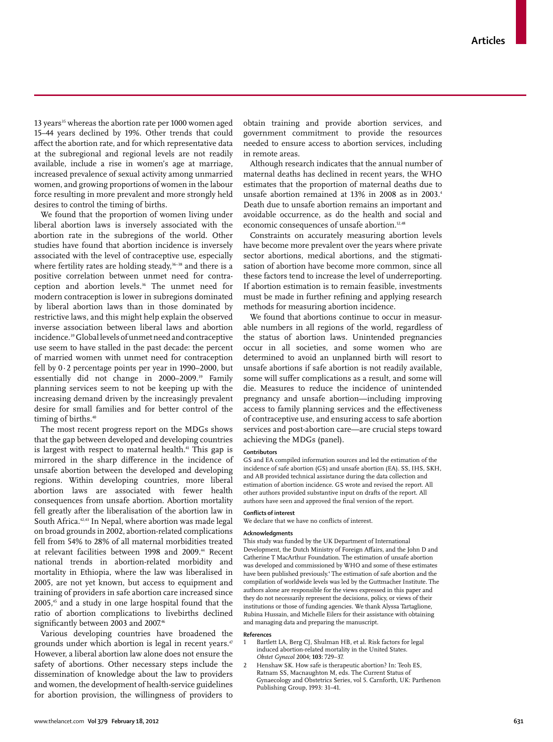13 years[35] whereas the abortion rate per 1000 women aged 15–44 years declined by 19%. Other trends that could affect the abortion rate, and for which representative data at the subregional and regional levels are not readily available, include a rise in women's age at marriage, increased prevalence of sexual activity among unmarried women, and growing proportions of women in the labour force resulting in more prevalent and more strongly held desires to control the timing of births.

We found that the proportion of women living under liberal abortion laws is inversely associated with the abortion rate in the subregions of the world. Other studies have found that abortion incidence is inversely associated with the level of contraceptive use, especially where fertility rates are holding steady,[36–38] and there is a positive correlation between unmet need for contraception and abortion levels.[36] The unmet need for modern contraception is lower in subregions dominated by liberal abortion laws than in those dominated by restrictive laws, and this might help explain the observed inverse association between liberal laws and abortion incidence.[39] Global levels of unmet need and contraceptive use seem to have stalled in the past decade: the percent of married women with unmet need for contraception fell by 0·2 percentage points per year in 1990–2000, but essentially did not change in 2000–2009.[39] Family planning services seem to not be keeping up with the increasing demand driven by the increasingly prevalent desire for small families and for better control of the timing of births.[40]

The most recent progress report on the MDGs shows that the gap between developed and developing countries is largest with respect to maternal health.[41] This gap is mirrored in the sharp difference in the incidence of unsafe abortion between the developed and developing regions. Within developing countries, more liberal abortion laws are associated with fewer health consequences from unsafe abortion. Abortion mortality fell greatly after the liberalisation of the abortion law in South Africa.[42,43] In Nepal, where abortion was made legal on broad grounds in 2002, abortion-related complications fell from 54% to 28% of all maternal morbidities treated at relevant facilities between 1998 and 2009.[44] Recent national trends in abortion-related morbidity and mortality in Ethiopia, where the law was liberalised in 2005, are not yet known, but access to equipment and training of providers in safe abortion care increased since 2005,[45] and a study in one large hospital found that the ratio of abortion complications to livebirths declined significantly between 2003 and 2007.[46]

Various developing countries have broadened the grounds under which abortion is legal in recent years.[47] However, a liberal abortion law alone does not ensure the safety of abortions. Other necessary steps include the dissemination of knowledge about the law to providers and women, the development of health-service guidelines for abortion provision, the willingness of providers to obtain training and provide abortion services, and government commitment to provide the resources needed to ensure access to abortion services, including in remote areas.

Although research indicates that the annual number of maternal deaths has declined in recent years, the WHO estimates that the proportion of maternal deaths due to unsafe abortion remained at 13% in 2008 as in 2003.[4] Death due to unsafe abortion remains an important and avoidable occurrence, as do the health and social and economic consequences of unsafe abortion.[12,48]

Constraints on accurately measuring abortion levels have become more prevalent over the years where private sector abortions, medical abortions, and the stigmatisation of abortion have become more common, since all these factors tend to increase the level of underreporting. If abortion estimation is to remain feasible, investments must be made in further refining and applying research methods for measuring abortion incidence.

We found that abortions continue to occur in measurable numbers in all regions of the world, regardless of the status of abortion laws. Unintended pregnancies occur in all societies, and some women who are determined to avoid an unplanned birth will resort to unsafe abortions if safe abortion is not readily available, some will suffer complications as a result, and some will die. Measures to reduce the incidence of unintended pregnancy and unsafe abortion—including improving access to family planning services and the effectiveness of contraceptive use, and ensuring access to safe abortion services and post-abortion care—are crucial steps toward achieving the MDGs (panel).

#### Contributors

GS and EA compiled information sources and led the estimation of the incidence of safe abortion (GS) and unsafe abortion (EA). SS, IHS, SKH, and AB provided technical assistance during the data collection and estimation of abortion incidence. GS wrote and revised the report. All other authors provided substantive input on drafts of the report. All authors have seen and approved the final version of the report.

#### Conflicts of interest

We declare that we have no conflicts of interest.

#### Acknowledgments

This study was funded by the UK Department of International Development, the Dutch Ministry of Foreign Affairs, and the John D and Catherine T MacArthur Foundation. The estimation of unsafe abortion was developed and commissioned by WHO and some of these estimates have been published previously.[4] The estimation of safe abortion and the compilation of worldwide levels was led by the Guttmacher Institute. The authors alone are responsible for the views expressed in this paper and they do not necessarily represent the decisions, policy, or views of their institutions or those of funding agencies. We thank Alyssa Tartaglione, Rubina Hussain, and Michelle Eilers for their assistance with obtaining and managing data and preparing the manuscript.

#### References

1. Bartlett LA, Berg CJ, Shulman HB, et al. Risk factors for legal induced abortion-related mortality in the United States. *Obstet Gynecol* 2004; **103:** 729–37.
2. Henshaw SK. How safe is therapeutic abortion? In: Teoh ES, Ratnam SS, Macnaughton M, eds. The Current Status of Gynaecology and Obstetrics Series, vol 5. Carnforth, UK: Parthenon Publishing Group, 1993: 31–41.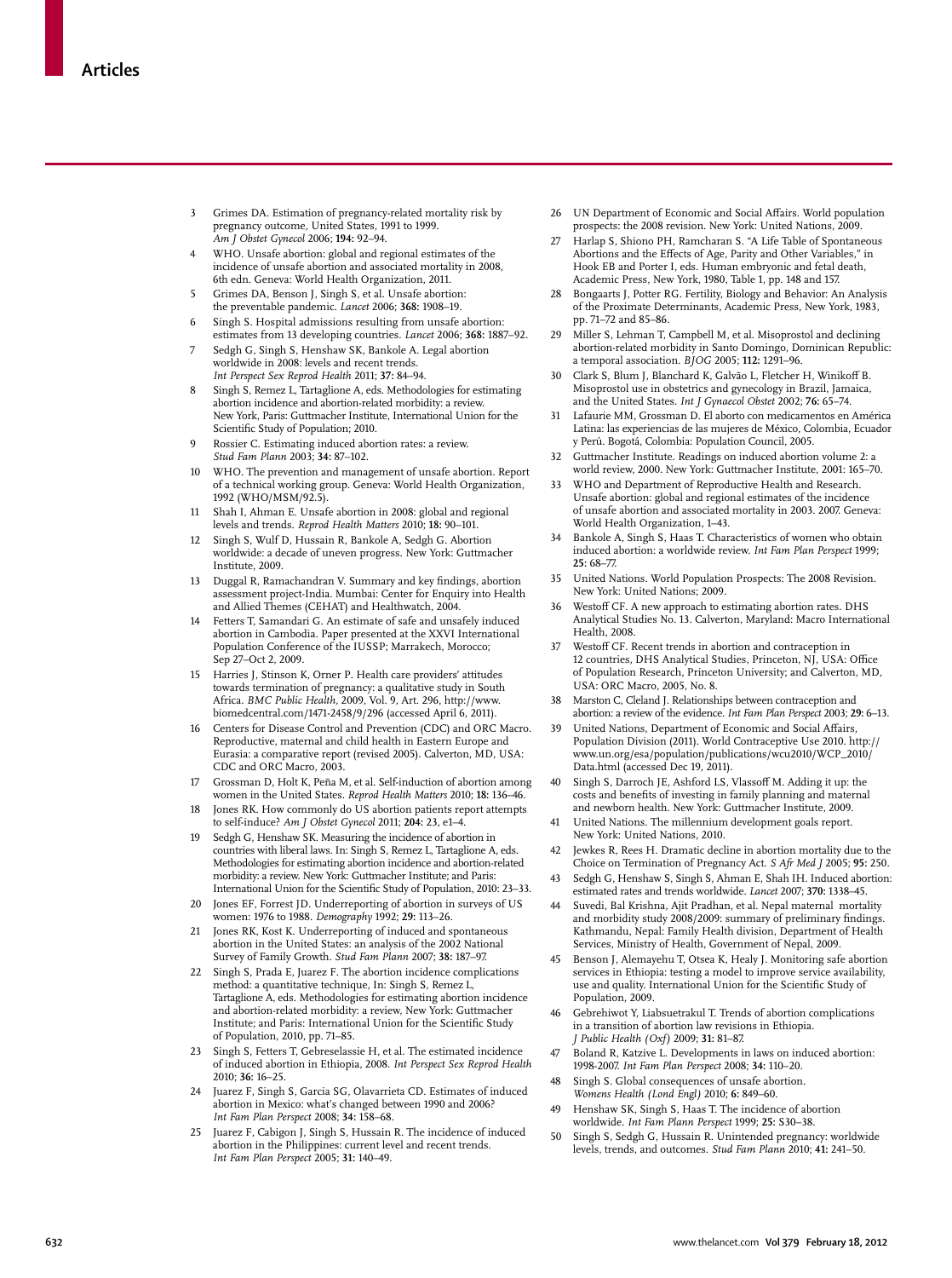3. Grimes DA. Estimation of pregnancy-related mortality risk by pregnancy outcome, United States, 1991 to 1999. *Am J Obstet Gynecol* 2006; **194:** 92–94.
4. WHO. Unsafe abortion: global and regional estimates of the incidence of unsafe abortion and associated mortality in 2008, 6th edn. Geneva: World Health Organization, 2011.
5. Grimes DA, Benson J, Singh S, et al. Unsafe abortion: the preventable pandemic. *Lancet* 2006; **368:** 1908–19.
6. Singh S. Hospital admissions resulting from unsafe abortion: estimates from 13 developing countries. *Lancet* 2006; **368:** 1887–92.
7. Sedgh G, Singh S, Henshaw SK, Bankole A. Legal abortion worldwide in 2008: levels and recent trends. *Int Perspect Sex Reprod Health* 2011; **37:** 84–94.
8. Singh S, Remez L, Tartaglione A, eds. Methodologies for estimating abortion incidence and abortion-related morbidity: a review. New York, Paris: Guttmacher Institute, International Union for the Scientific Study of Population; 2010.
9. Rossier C. Estimating induced abortion rates: a review. *Stud Fam Plann* 2003; **34:** 87–102.
10. WHO. The prevention and management of unsafe abortion. Report of a technical working group. Geneva: World Health Organization, 1992 (WHO/MSM/92.5).
11. Shah I, Ahman E. Unsafe abortion in 2008: global and regional levels and trends. *Reprod Health Matters* 2010; **18:** 90–101.
12. Singh S, Wulf D, Hussain R, Bankole A, Sedgh G. Abortion worldwide: a decade of uneven progress. New York: Guttmacher Institute, 2009.
13. Duggal R, Ramachandran V. Summary and key findings, abortion assessment project-India. Mumbai: Center for Enquiry into Health and Allied Themes (CEHAT) and Healthwatch, 2004.
14. Fetters T, Samandari G. An estimate of safe and unsafely induced abortion in Cambodia. Paper presented at the XXVI International Population Conference of the IUSSP; Marrakech, Morocco; Sep 27–Oct 2, 2009.
15. Harries J, Stinson K, Orner P. Health care providers' attitudes towards termination of pregnancy: a qualitative study in South Africa. *BMC Public Health*, 2009, Vol. 9, Art. 296, http://www.biomedcentral.com/1471-2458/9/296 (accessed April 6, 2011).
16. Centers for Disease Control and Prevention (CDC) and ORC Macro. Reproductive, maternal and child health in Eastern Europe and Eurasia: a comparative report (revised 2005). Calverton, MD, USA: CDC and ORC Macro, 2003.
17. Grossman D, Holt K, Peña M, et al. Self-induction of abortion among women in the United States. *Reprod Health Matters* 2010; **18:** 136–46.
18. Jones RK. How commonly do US abortion patients report attempts to self-induce? *Am J Obstet Gynecol* 2011; **204:** 23, e1–4.
19. Sedgh G, Henshaw SK. Measuring the incidence of abortion in countries with liberal laws. In: Singh S, Remez L, Tartaglione A, eds. Methodologies for estimating abortion incidence and abortion-related morbidity: a review. New York: Guttmacher Institute; and Paris: International Union for the Scientific Study of Population, 2010: 23–33.
20. Jones EF, Forrest JD. Underreporting of abortion in surveys of US women: 1976 to 1988. *Demography* 1992; **29:** 113–26.
21. Jones RK, Kost K. Underreporting of induced and spontaneous abortion in the United States: an analysis of the 2002 National Survey of Family Growth. *Stud Fam Plann* 2007; **38:** 187–97.
22. Singh S, Prada E, Juarez F. The abortion incidence complications method: a quantitative technique, In: Singh S, Remez L, Tartaglione A, eds. Methodologies for estimating abortion incidence and abortion-related morbidity: a review, New York: Guttmacher Institute; and Paris: International Union for the Scientific Study of Population, 2010, pp. 71–85.
23. Singh S, Fetters T, Gebreselassie H, et al. The estimated incidence of induced abortion in Ethiopia, 2008. *Int Perspect Sex Reprod Health* 2010; **36:** 16–25.
24. Juarez F, Singh S, Garcia SG, Olavarrieta CD. Estimates of induced abortion in Mexico: what's changed between 1990 and 2006? *Int Fam Plan Perspect* 2008; **34:** 158–68.
25. Juarez F, Cabigon J, Singh S, Hussain R. The incidence of induced abortion in the Philippines: current level and recent trends. *Int Fam Plan Perspect* 2005; **31:** 140–49.
26. UN Department of Economic and Social Affairs. World population prospects: the 2008 revision. New York: United Nations, 2009.
27. Harlap S, Shiono PH, Ramcharan S. "A Life Table of Spontaneous Abortions and the Effects of Age, Parity and Other Variables," in Hook EB and Porter I, eds. Human embryonic and fetal death, Academic Press, New York, 1980, Table 1, pp. 148 and 157.
28. Bongaarts J, Potter RG. Fertility, Biology and Behavior: An Analysis of the Proximate Determinants, Academic Press, New York, 1983, pp. 71–72 and 85–86.
29. Miller S, Lehman T, Campbell M, et al. Misoprostol and declining abortion-related morbidity in Santo Domingo, Dominican Republic: a temporal association. *BJOG* 2005; **112:** 1291–96.
30. Clark S, Blum J, Blanchard K, Galvão L, Fletcher H, Winikoff B. Misoprostol use in obstetrics and gynecology in Brazil, Jamaica, and the United States. *Int J Gynaecol Obstet* 2002; **76:** 65–74.
31. Lafaurie MM, Grossman D. El aborto con medicamentos en América Latina: las experiencias de las mujeres de México, Colombia, Ecuador y Perú. Bogotá, Colombia: Population Council, 2005.
32. Guttmacher Institute. Readings on induced abortion volume 2: a world review, 2000. New York: Guttmacher Institute, 2001: 165–70.
33. WHO and Department of Reproductive Health and Research. Unsafe abortion: global and regional estimates of the incidence of unsafe abortion and associated mortality in 2003. 2007. Geneva: World Health Organization, 1–43.
34. Bankole A, Singh S, Haas T. Characteristics of women who obtain induced abortion: a worldwide review. *Int Fam Plan Perspect* 1999; **25:** 68–77.
35. United Nations. World Population Prospects: The 2008 Revision. New York: United Nations; 2009.
36. Westoff CF. A new approach to estimating abortion rates. DHS Analytical Studies No. 13. Calverton, Maryland: Macro International Health, 2008.
37. Westoff CF. Recent trends in abortion and contraception in 12 countries, DHS Analytical Studies, Princeton, NJ, USA: Office of Population Research, Princeton University; and Calverton, MD, USA: ORC Macro, 2005, No. 8.
38. Marston C, Cleland J. Relationships between contraception and abortion: a review of the evidence. *Int Fam Plan Perspect* 2003; **29:** 6–13.
39. United Nations, Department of Economic and Social Affairs, Population Division (2011). World Contraceptive Use 2010. http://www.un.org/esa/population/publications/wcu2010/WCP_2010/Data.html (accessed Dec 19, 2011).
40. Singh S, Darroch JE, Ashford LS, Vlassoff M. Adding it up: the costs and benefits of investing in family planning and maternal and newborn health. New York: Guttmacher Institute, 2009.
41. United Nations. The millennium development goals report. New York: United Nations, 2010.
42. Jewkes R, Rees H. Dramatic decline in abortion mortality due to the Choice on Termination of Pregnancy Act. *S Afr Med J* 2005; **95:** 250.
43. Sedgh G, Henshaw S, Singh S, Ahman E, Shah IH. Induced abortion: estimated rates and trends worldwide. *Lancet* 2007; **370:** 1338–45.
44. Suvedi, Bal Krishna, Ajit Pradhan, et al. Nepal maternal mortality and morbidity study 2008/2009: summary of preliminary findings. Kathmandu, Nepal: Family Health division, Department of Health Services, Ministry of Health, Government of Nepal, 2009.
45. Benson J, Alemayehu T, Otsea K, Healy J. Monitoring safe abortion services in Ethiopia: testing a model to improve service availability, use and quality. International Union for the Scientific Study of Population, 2009.
46. Gebrehiwot Y, Liabsuetrakul T. Trends of abortion complications in a transition of abortion law revisions in Ethiopia. *J Public Health (Oxf)* 2009; **31:** 81–87.
47. Boland R, Katzive L. Developments in laws on induced abortion: 1998-2007. *Int Fam Plan Perspect* 2008; **34:** 110–20.
48. Singh S. Global consequences of unsafe abortion. *Womens Health (Lond Engl)* 2010; **6:** 849–60.
49. Henshaw SK, Singh S, Haas T. The incidence of abortion worldwide. *Int Fam Plann Perspect* 1999; **25:** S30–38.
50. Singh S, Sedgh G, Hussain R. Unintended pregnancy: worldwide levels, trends, and outcomes. *Stud Fam Plann* 2010; **41:** 241–50.